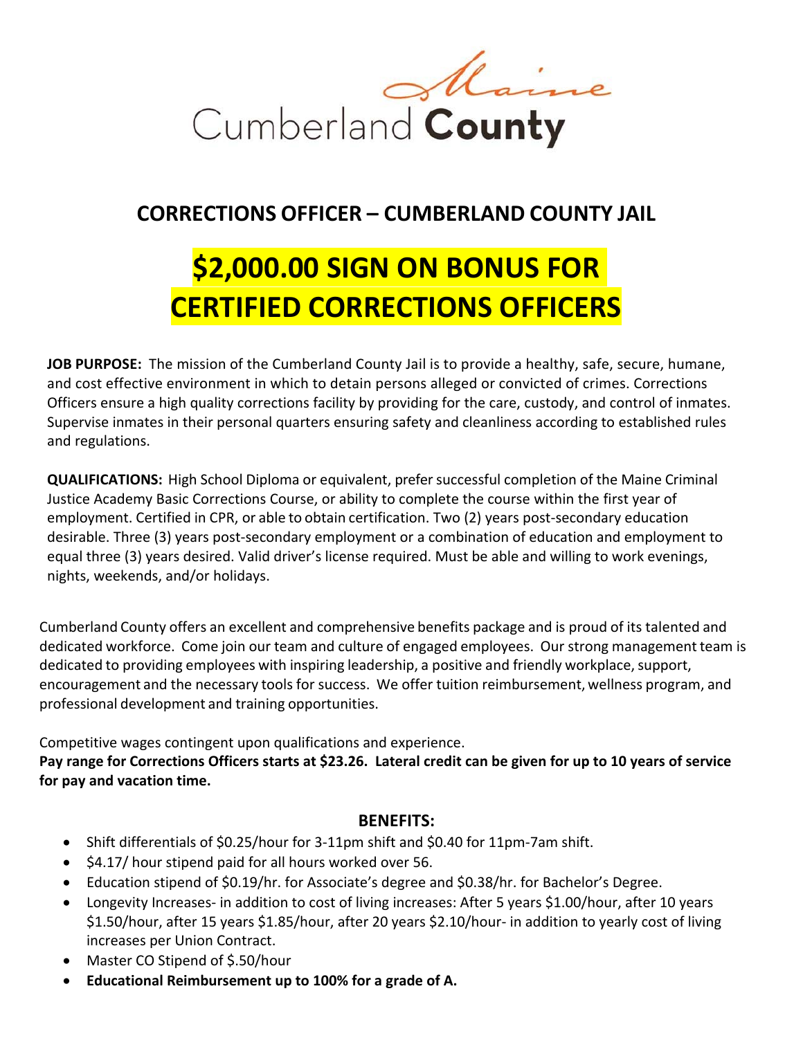Maine

Cumberland **County**

# CORRECTIONS OFFICER – CUMBERLAND COUNTY JAIL

## $2,000.00 SIGN ON BONUS FOR CERTIFIED CORRECTIONS OFFICERS

**JOB PURPOSE:** The mission of the Cumberland County Jail is to provide a healthy, safe, secure, humane, and cost effective environment in which to detain persons alleged or convicted of crimes. Corrections Officers ensure a high quality corrections facility by providing for the care, custody, and control of inmates. Supervise inmates in their personal quarters ensuring safety and cleanliness according to established rules and regulations.

**QUALIFICATIONS:** High School Diploma or equivalent, prefer successful completion of the Maine Criminal Justice Academy Basic Corrections Course, or ability to complete the course within the first year of employment. Certified in CPR, or able to obtain certification. Two (2) years post-secondary education desirable. Three (3) years post-secondary employment or a combination of education and employment to equal three (3) years desired. Valid driver's license required. Must be able and willing to work evenings, nights, weekends, and/or holidays.

Cumberland County offers an excellent and comprehensive benefits package and is proud of its talented and dedicated workforce. Come join our team and culture of engaged employees. Our strong management team is dedicated to providing employees with inspiring leadership, a positive and friendly workplace, support, encouragement and the necessary tools for success. We offer tuition reimbursement, wellness program, and professional development and training opportunities.

Competitive wages contingent upon qualifications and experience.

**Pay range for Corrections Officers starts at $23.26. Lateral credit can be given for up to 10 years of service for pay and vacation time.**

### BENEFITS:

- Shift differentials of $0.25/hour for 3-11pm shift and $0.40 for 11pm-7am shift.
- $4.17/ hour stipend paid for all hours worked over 56.
- Education stipend of $0.19/hr. for Associate's degree and $0.38/hr. for Bachelor's Degree.
- Longevity Increases- in addition to cost of living increases: After 5 years $1.00/hour, after 10 years $1.50/hour, after 15 years $1.85/hour, after 20 years $2.10/hour- in addition to yearly cost of living increases per Union Contract.
- Master CO Stipend of $.50/hour
- **Educational Reimbursement up to 100% for a grade of A.**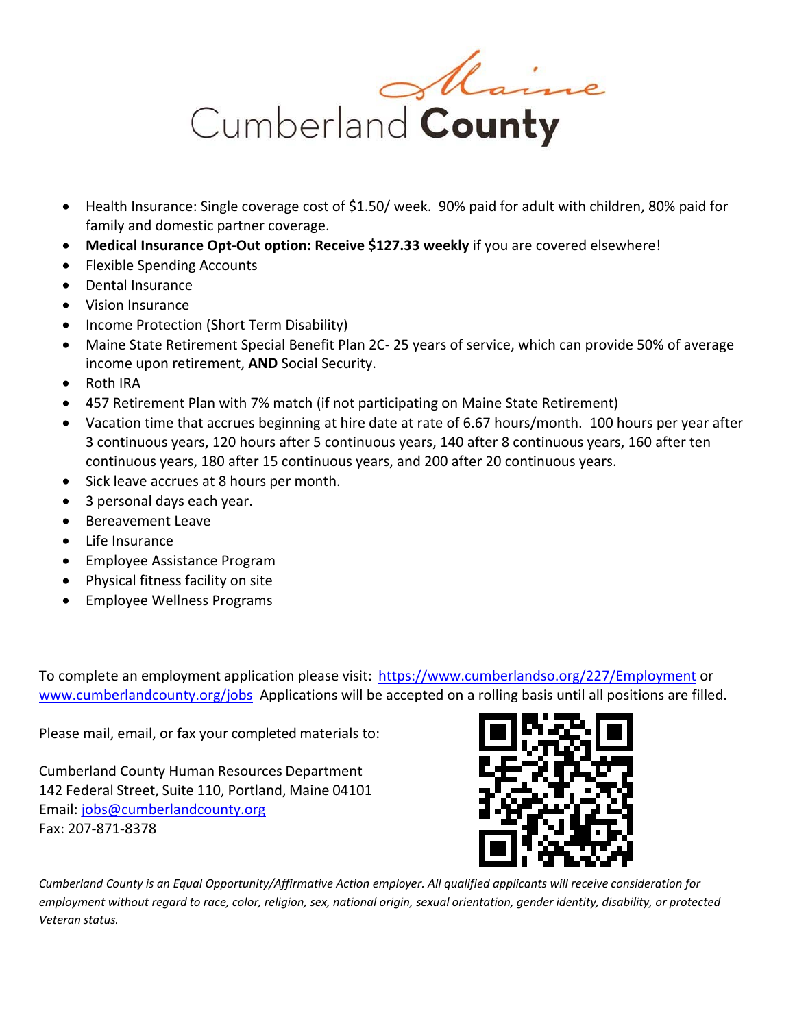Cumberland County Maine

- Health Insurance: Single coverage cost of $1.50/ week. 90% paid for adult with children, 80% paid for family and domestic partner coverage.
- **Medical Insurance Opt-Out option: Receive $127.33 weekly** if you are covered elsewhere!
- Flexible Spending Accounts
- Dental Insurance
- Vision Insurance
- Income Protection (Short Term Disability)
- Maine State Retirement Special Benefit Plan 2C- 25 years of service, which can provide 50% of average income upon retirement, **AND** Social Security.
- Roth IRA
- 457 Retirement Plan with 7% match (if not participating on Maine State Retirement)
- Vacation time that accrues beginning at hire date at rate of 6.67 hours/month. 100 hours per year after 3 continuous years, 120 hours after 5 continuous years, 140 after 8 continuous years, 160 after ten continuous years, 180 after 15 continuous years, and 200 after 20 continuous years.
- Sick leave accrues at 8 hours per month.
- 3 personal days each year.
- Bereavement Leave
- Life Insurance
- Employee Assistance Program
- Physical fitness facility on site
- Employee Wellness Programs

To complete an employment application please visit: https://www.cumberlandso.org/227/Employment or www.cumberlandcounty.org/jobs Applications will be accepted on a rolling basis until all positions are filled.

Please mail, email, or fax your completed materials to:

Cumberland County Human Resources Department
142 Federal Street, Suite 110, Portland, Maine 04101
Email: jobs@cumberlandcounty.org
Fax: 207-871-8378

*Cumberland County is an Equal Opportunity/Affirmative Action employer. All qualified applicants will receive consideration for employment without regard to race, color, religion, sex, national origin, sexual orientation, gender identity, disability, or protected Veteran status.*